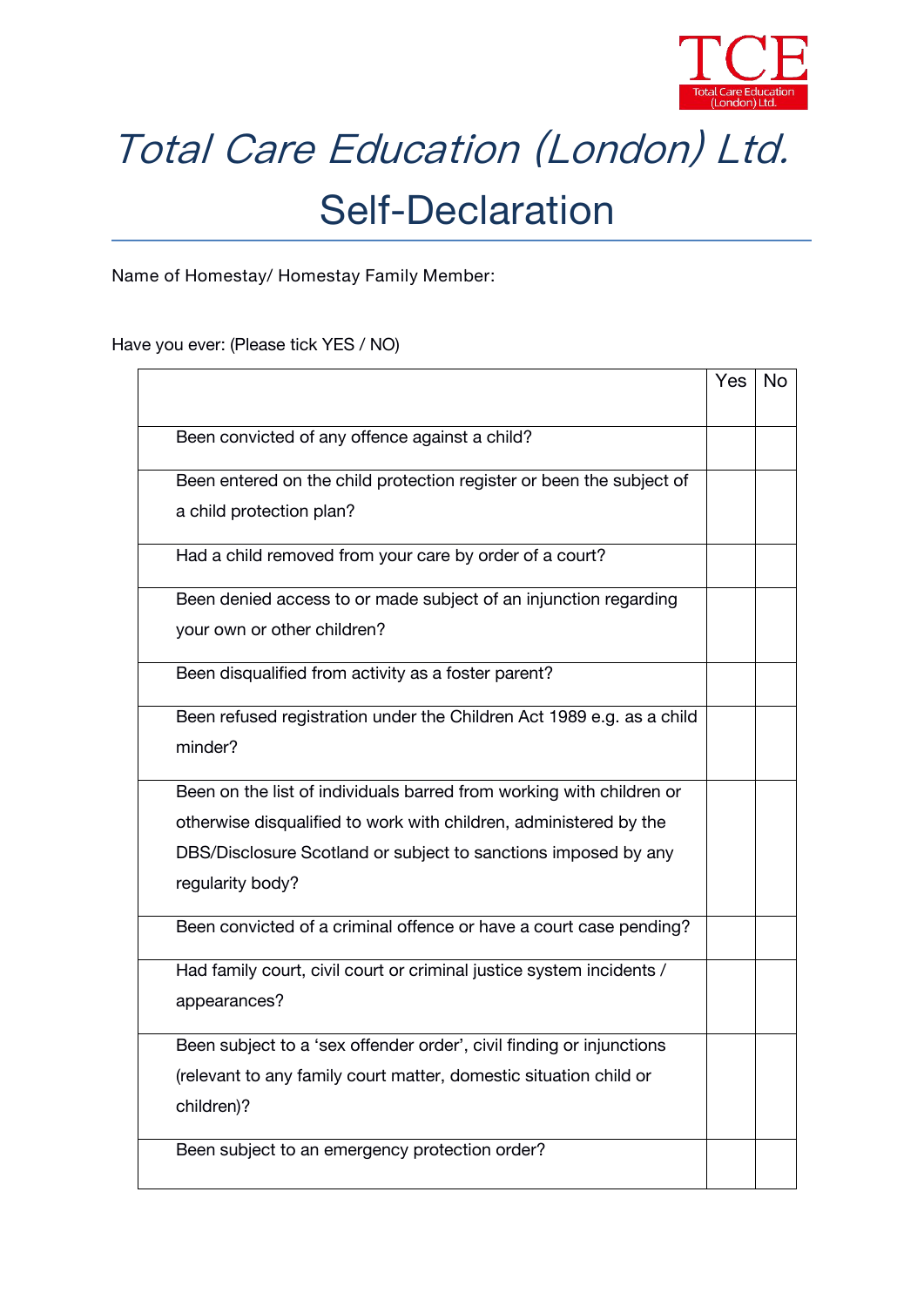# Total Care Education (London) Ltd.

## Self-Declaration

Name of Homestay/ Homestay Family Member:

Have you ever: (Please tick YES / NO)

| | Yes | No |
|---|---|---|
| Been convicted of any offence against a child? | | |
| Been entered on the child protection register or been the subject of a child protection plan? | | |
| Had a child removed from your care by order of a court? | | |
| Been denied access to or made subject of an injunction regarding your own or other children? | | |
| Been disqualified from activity as a foster parent? | | |
| Been refused registration under the Children Act 1989 e.g. as a child minder? | | |
| Been on the list of individuals barred from working with children or otherwise disqualified to work with children, administered by the DBS/Disclosure Scotland or subject to sanctions imposed by any regularity body? | | |
| Been convicted of a criminal offence or have a court case pending? | | |
| Had family court, civil court or criminal justice system incidents / appearances? | | |
| Been subject to a 'sex offender order', civil finding or injunctions (relevant to any family court matter, domestic situation child or children)? | | |
| Been subject to an emergency protection order? | | |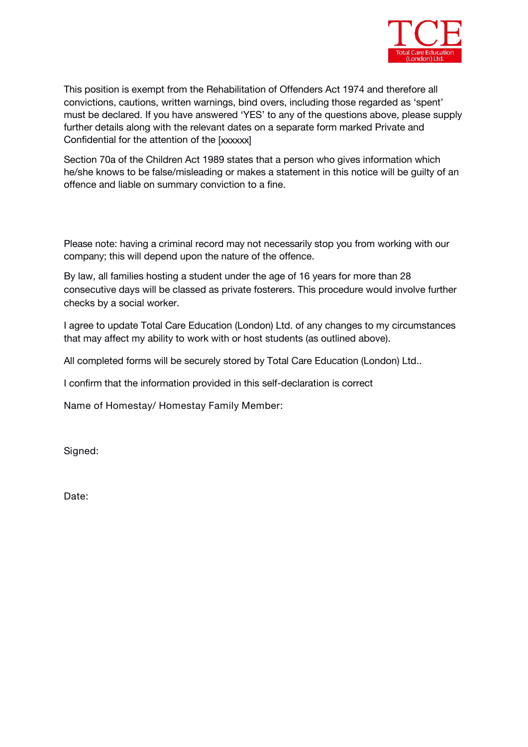This position is exempt from the Rehabilitation of Offenders Act 1974 and therefore all convictions, cautions, written warnings, bind overs, including those regarded as 'spent' must be declared. If you have answered 'YES' to any of the questions above, please supply further details along with the relevant dates on a separate form marked Private and Confidential for the attention of the [xxxxxx]

Section 70a of the Children Act 1989 states that a person who gives information which he/she knows to be false/misleading or makes a statement in this notice will be guilty of an offence and liable on summary conviction to a fine.

Please note: having a criminal record may not necessarily stop you from working with our company; this will depend upon the nature of the offence.

By law, all families hosting a student under the age of 16 years for more than 28 consecutive days will be classed as private fosterers. This procedure would involve further checks by a social worker.

I agree to update Total Care Education (London) Ltd. of any changes to my circumstances that may affect my ability to work with or host students (as outlined above).

All completed forms will be securely stored by Total Care Education (London) Ltd..

I confirm that the information provided in this self-declaration is correct

Name of Homestay/ Homestay Family Member:

Signed:

Date: